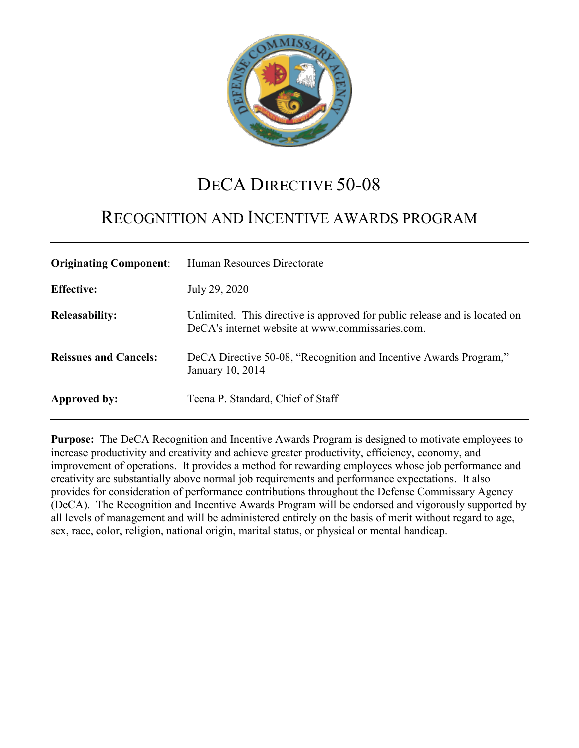# DeCA Directive 50-08

## Recognition and Incentive Awards Program

| | |
|---|---|
| **Originating Component**: | Human Resources Directorate |
| **Effective:** | July 29, 2020 |
| **Releasability:** | Unlimited. This directive is approved for public release and is located on DeCA's internet website at www.commissaries.com. |
| **Reissues and Cancels:** | DeCA Directive 50-08, "Recognition and Incentive Awards Program," January 10, 2014 |
| **Approved by:** | Teena P. Standard, Chief of Staff |

**Purpose:** The DeCA Recognition and Incentive Awards Program is designed to motivate employees to increase productivity and creativity and achieve greater productivity, efficiency, economy, and improvement of operations. It provides a method for rewarding employees whose job performance and creativity are substantially above normal job requirements and performance expectations. It also provides for consideration of performance contributions throughout the Defense Commissary Agency (DeCA). The Recognition and Incentive Awards Program will be endorsed and vigorously supported by all levels of management and will be administered entirely on the basis of merit without regard to age, sex, race, color, religion, national origin, marital status, or physical or mental handicap.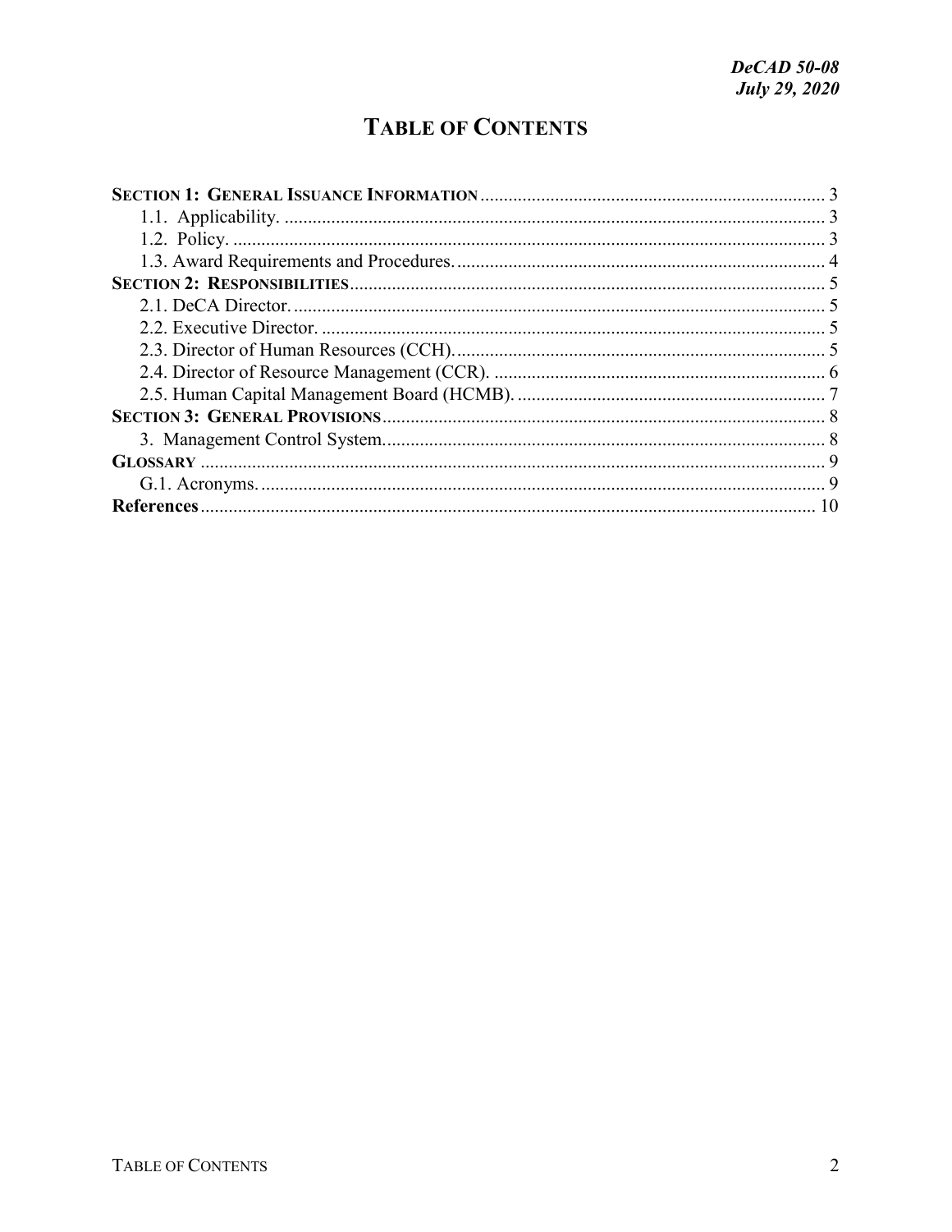# TABLE OF CONTENTS

**SECTION 1: GENERAL ISSUANCE INFORMATION** ..... 3
- 1.1. Applicability. ..... 3
- 1.2. Policy. ..... 3
- 1.3. Award Requirements and Procedures. ..... 4

**SECTION 2: RESPONSIBILITIES** ..... 5
- 2.1. DeCA Director. ..... 5
- 2.2. Executive Director. ..... 5
- 2.3. Director of Human Resources (CCH). ..... 5
- 2.4. Director of Resource Management (CCR). ..... 6
- 2.5. Human Capital Management Board (HCMB). ..... 7

**SECTION 3: GENERAL PROVISIONS** ..... 8
- 3. Management Control System. ..... 8

**GLOSSARY** ..... 9
- G.1. Acronyms. ..... 9

**References** ..... 10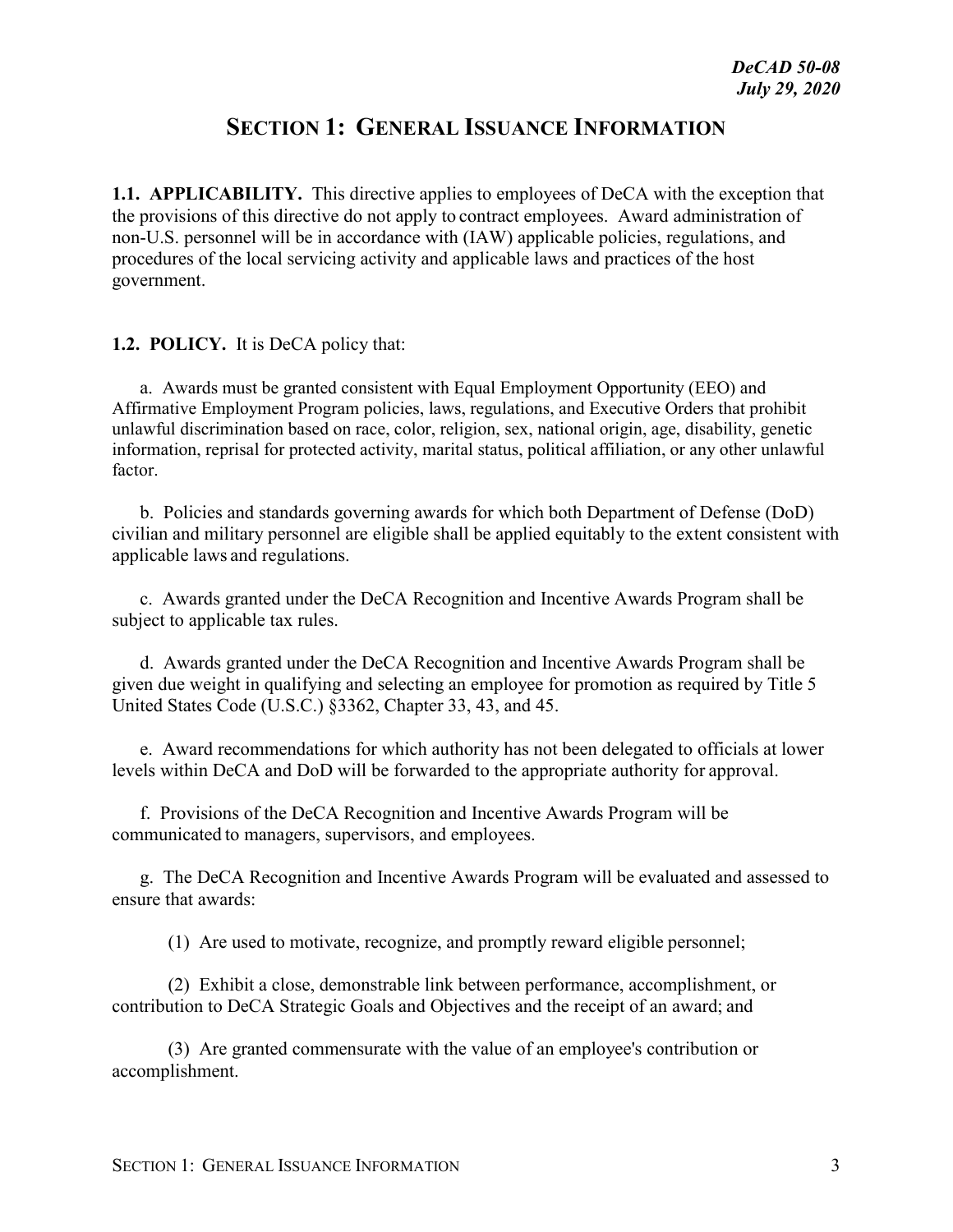## SECTION 1: GENERAL ISSUANCE INFORMATION

**1.1. APPLICABILITY.** This directive applies to employees of DeCA with the exception that the provisions of this directive do not apply to contract employees. Award administration of non-U.S. personnel will be in accordance with (IAW) applicable policies, regulations, and procedures of the local servicing activity and applicable laws and practices of the host government.

**1.2. POLICY.** It is DeCA policy that:

a. Awards must be granted consistent with Equal Employment Opportunity (EEO) and Affirmative Employment Program policies, laws, regulations, and Executive Orders that prohibit unlawful discrimination based on race, color, religion, sex, national origin, age, disability, genetic information, reprisal for protected activity, marital status, political affiliation, or any other unlawful factor.

b. Policies and standards governing awards for which both Department of Defense (DoD) civilian and military personnel are eligible shall be applied equitably to the extent consistent with applicable laws and regulations.

c. Awards granted under the DeCA Recognition and Incentive Awards Program shall be subject to applicable tax rules.

d. Awards granted under the DeCA Recognition and Incentive Awards Program shall be given due weight in qualifying and selecting an employee for promotion as required by Title 5 United States Code (U.S.C.) §3362, Chapter 33, 43, and 45.

e. Award recommendations for which authority has not been delegated to officials at lower levels within DeCA and DoD will be forwarded to the appropriate authority for approval.

f. Provisions of the DeCA Recognition and Incentive Awards Program will be communicated to managers, supervisors, and employees.

g. The DeCA Recognition and Incentive Awards Program will be evaluated and assessed to ensure that awards:

(1) Are used to motivate, recognize, and promptly reward eligible personnel;

(2) Exhibit a close, demonstrable link between performance, accomplishment, or contribution to DeCA Strategic Goals and Objectives and the receipt of an award; and

(3) Are granted commensurate with the value of an employee's contribution or accomplishment.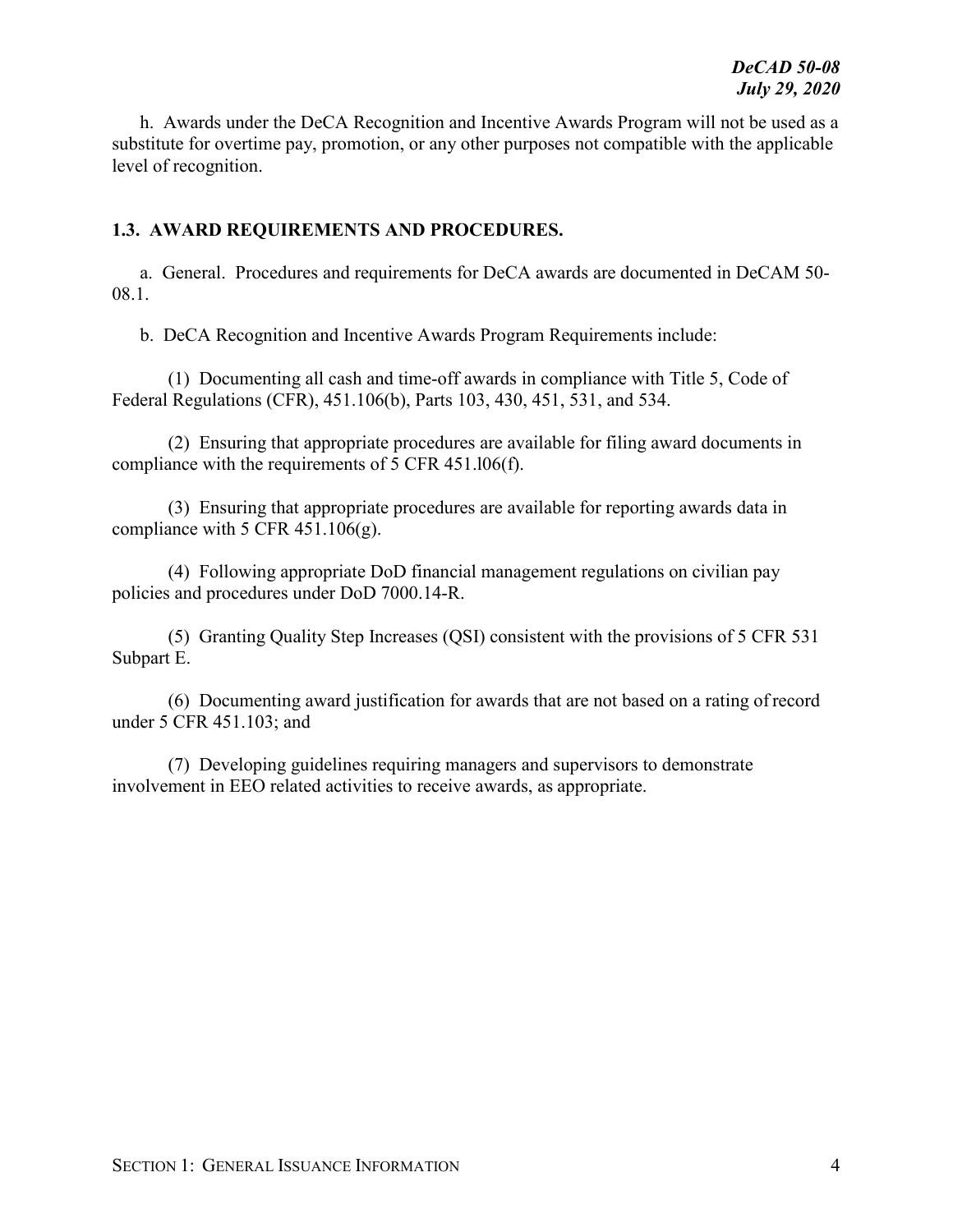h. Awards under the DeCA Recognition and Incentive Awards Program will not be used as a substitute for overtime pay, promotion, or any other purposes not compatible with the applicable level of recognition.

## 1.3. AWARD REQUIREMENTS AND PROCEDURES.

a. General. Procedures and requirements for DeCA awards are documented in DeCAM 50-08.1.

b. DeCA Recognition and Incentive Awards Program Requirements include:

(1) Documenting all cash and time-off awards in compliance with Title 5, Code of Federal Regulations (CFR), 451.106(b), Parts 103, 430, 451, 531, and 534.

(2) Ensuring that appropriate procedures are available for filing award documents in compliance with the requirements of 5 CFR 451.l06(f).

(3) Ensuring that appropriate procedures are available for reporting awards data in compliance with 5 CFR 451.106(g).

(4) Following appropriate DoD financial management regulations on civilian pay policies and procedures under DoD 7000.14-R.

(5) Granting Quality Step Increases (QSI) consistent with the provisions of 5 CFR 531 Subpart E.

(6) Documenting award justification for awards that are not based on a rating of record under 5 CFR 451.103; and

(7) Developing guidelines requiring managers and supervisors to demonstrate involvement in EEO related activities to receive awards, as appropriate.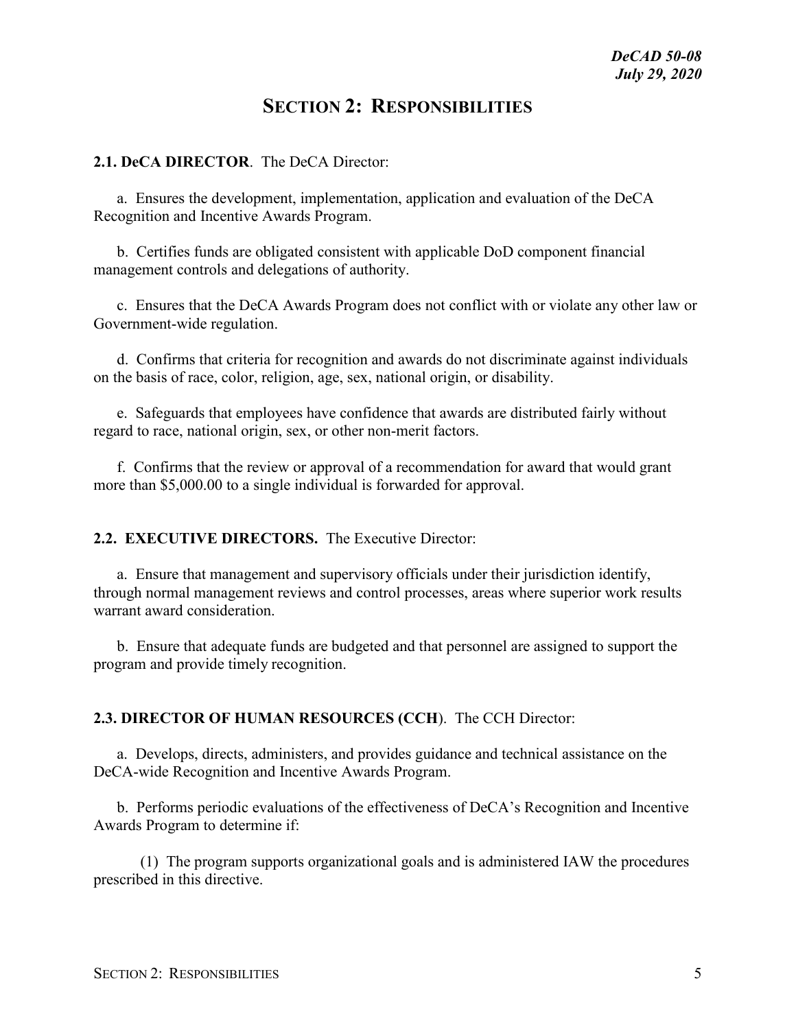# SECTION 2: RESPONSIBILITIES

**2.1. DeCA DIRECTOR**. The DeCA Director:

a. Ensures the development, implementation, application and evaluation of the DeCA Recognition and Incentive Awards Program.

b. Certifies funds are obligated consistent with applicable DoD component financial management controls and delegations of authority.

c. Ensures that the DeCA Awards Program does not conflict with or violate any other law or Government-wide regulation.

d. Confirms that criteria for recognition and awards do not discriminate against individuals on the basis of race, color, religion, age, sex, national origin, or disability.

e. Safeguards that employees have confidence that awards are distributed fairly without regard to race, national origin, sex, or other non-merit factors.

f. Confirms that the review or approval of a recommendation for award that would grant more than $5,000.00 to a single individual is forwarded for approval.

**2.2. EXECUTIVE DIRECTORS.** The Executive Director:

a. Ensure that management and supervisory officials under their jurisdiction identify, through normal management reviews and control processes, areas where superior work results warrant award consideration.

b. Ensure that adequate funds are budgeted and that personnel are assigned to support the program and provide timely recognition.

**2.3. DIRECTOR OF HUMAN RESOURCES (CCH)**. The CCH Director:

a. Develops, directs, administers, and provides guidance and technical assistance on the DeCA-wide Recognition and Incentive Awards Program.

b. Performs periodic evaluations of the effectiveness of DeCA's Recognition and Incentive Awards Program to determine if:

(1) The program supports organizational goals and is administered IAW the procedures prescribed in this directive.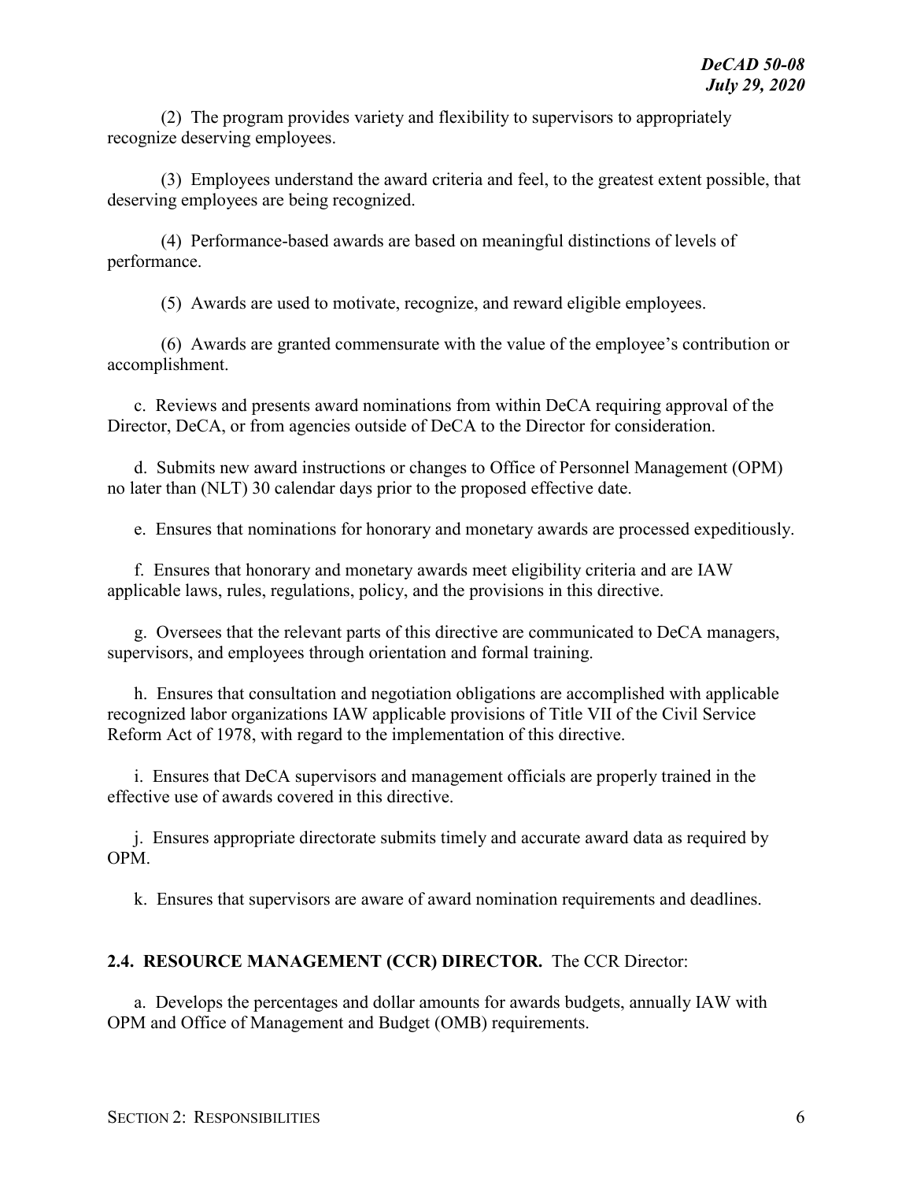(2) The program provides variety and flexibility to supervisors to appropriately recognize deserving employees.

(3) Employees understand the award criteria and feel, to the greatest extent possible, that deserving employees are being recognized.

(4) Performance-based awards are based on meaningful distinctions of levels of performance.

(5) Awards are used to motivate, recognize, and reward eligible employees.

(6) Awards are granted commensurate with the value of the employee's contribution or accomplishment.

c. Reviews and presents award nominations from within DeCA requiring approval of the Director, DeCA, or from agencies outside of DeCA to the Director for consideration.

d. Submits new award instructions or changes to Office of Personnel Management (OPM) no later than (NLT) 30 calendar days prior to the proposed effective date.

e. Ensures that nominations for honorary and monetary awards are processed expeditiously.

f. Ensures that honorary and monetary awards meet eligibility criteria and are IAW applicable laws, rules, regulations, policy, and the provisions in this directive.

g. Oversees that the relevant parts of this directive are communicated to DeCA managers, supervisors, and employees through orientation and formal training.

h. Ensures that consultation and negotiation obligations are accomplished with applicable recognized labor organizations IAW applicable provisions of Title VII of the Civil Service Reform Act of 1978, with regard to the implementation of this directive.

i. Ensures that DeCA supervisors and management officials are properly trained in the effective use of awards covered in this directive.

j. Ensures appropriate directorate submits timely and accurate award data as required by OPM.

k. Ensures that supervisors are aware of award nomination requirements and deadlines.

**2.4. RESOURCE MANAGEMENT (CCR) DIRECTOR.** The CCR Director:

a. Develops the percentages and dollar amounts for awards budgets, annually IAW with OPM and Office of Management and Budget (OMB) requirements.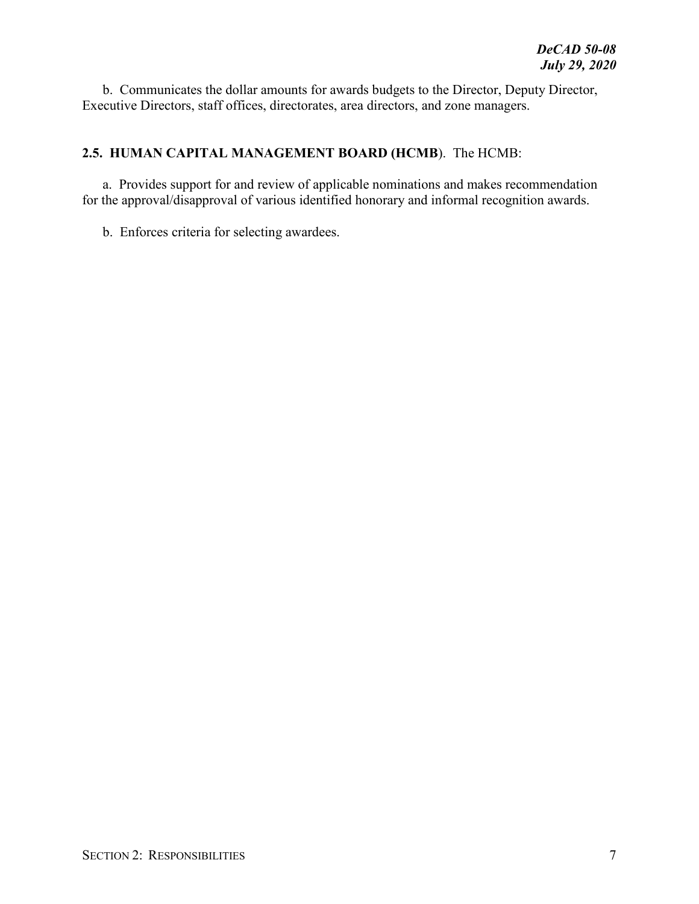b. Communicates the dollar amounts for awards budgets to the Director, Deputy Director, Executive Directors, staff offices, directorates, area directors, and zone managers.

## 2.5. HUMAN CAPITAL MANAGEMENT BOARD (HCMB). The HCMB:

a. Provides support for and review of applicable nominations and makes recommendation for the approval/disapproval of various identified honorary and informal recognition awards.

b. Enforces criteria for selecting awardees.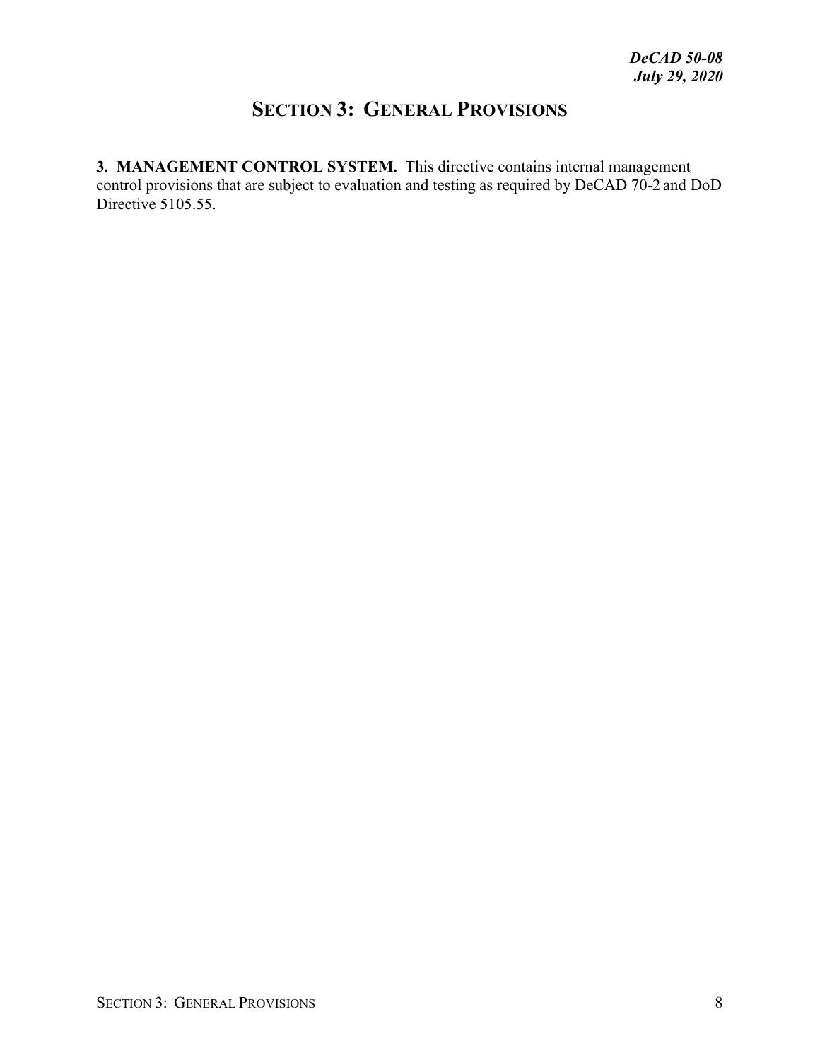# SECTION 3: GENERAL PROVISIONS

**3. MANAGEMENT CONTROL SYSTEM.** This directive contains internal management control provisions that are subject to evaluation and testing as required by DeCAD 70-2 and DoD Directive 5105.55.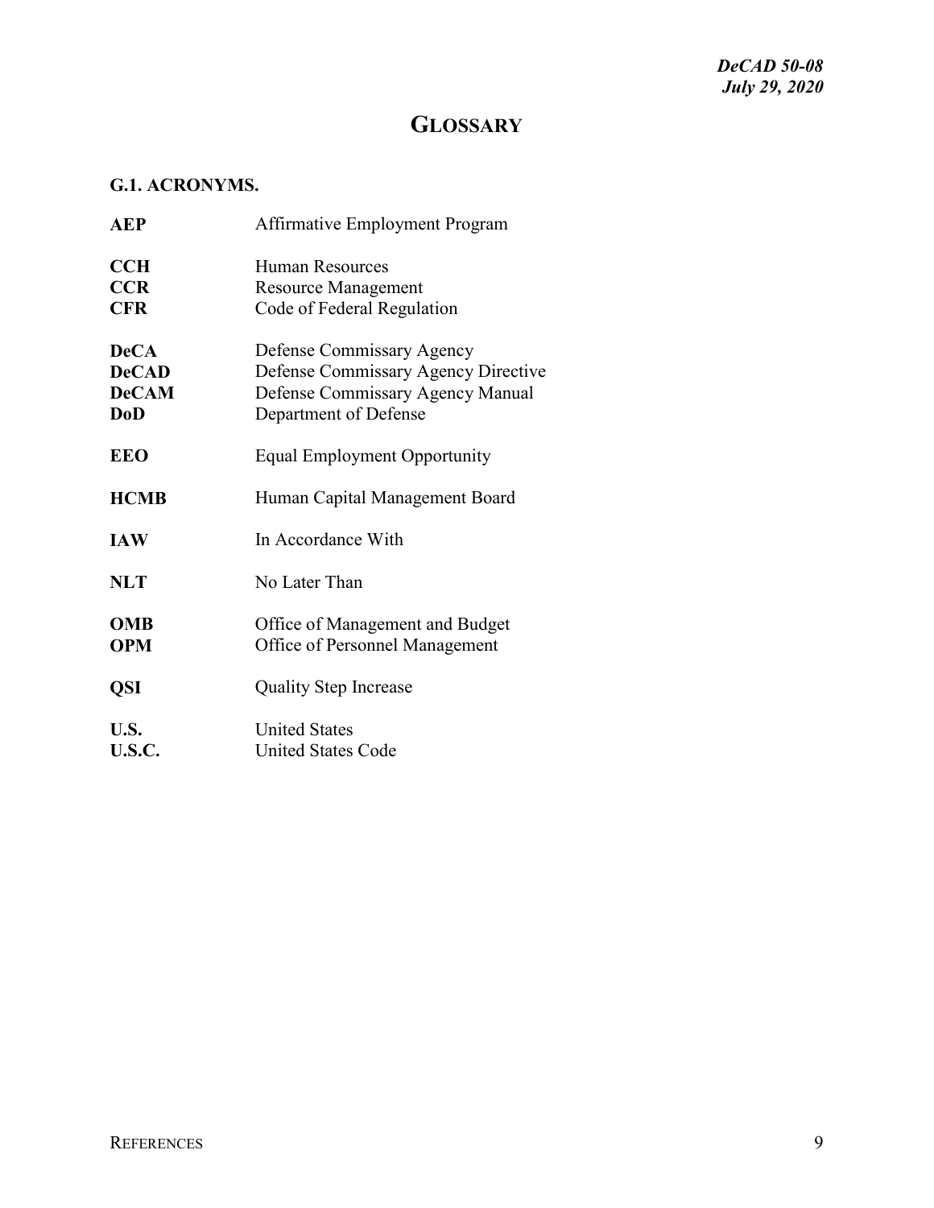# GLOSSARY

## G.1. ACRONYMS.

| | |
|---|---|
| **AEP** | Affirmative Employment Program |
| **CCH** | Human Resources |
| **CCR** | Resource Management |
| **CFR** | Code of Federal Regulation |
| **DeCA** | Defense Commissary Agency |
| **DeCAD** | Defense Commissary Agency Directive |
| **DeCAM** | Defense Commissary Agency Manual |
| **DoD** | Department of Defense |
| **EEO** | Equal Employment Opportunity |
| **HCMB** | Human Capital Management Board |
| **IAW** | In Accordance With |
| **NLT** | No Later Than |
| **OMB** | Office of Management and Budget |
| **OPM** | Office of Personnel Management |
| **QSI** | Quality Step Increase |
| **U.S.** | United States |
| **U.S.C.** | United States Code |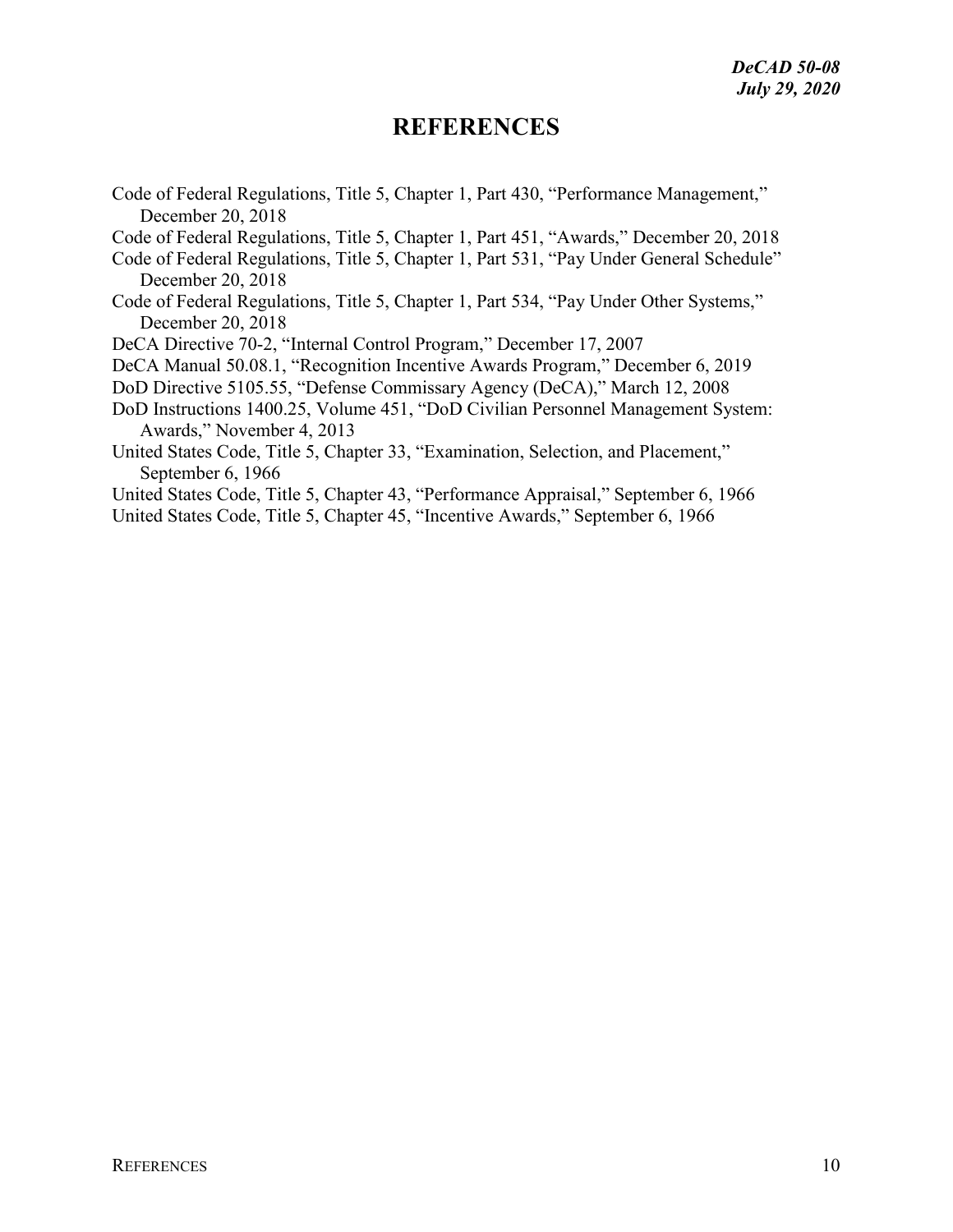# REFERENCES

Code of Federal Regulations, Title 5, Chapter 1, Part 430, "Performance Management," December 20, 2018

Code of Federal Regulations, Title 5, Chapter 1, Part 451, "Awards," December 20, 2018

Code of Federal Regulations, Title 5, Chapter 1, Part 531, "Pay Under General Schedule" December 20, 2018

Code of Federal Regulations, Title 5, Chapter 1, Part 534, "Pay Under Other Systems," December 20, 2018

DeCA Directive 70-2, "Internal Control Program," December 17, 2007

DeCA Manual 50.08.1, "Recognition Incentive Awards Program," December 6, 2019

DoD Directive 5105.55, "Defense Commissary Agency (DeCA)," March 12, 2008

DoD Instructions 1400.25, Volume 451, "DoD Civilian Personnel Management System: Awards," November 4, 2013

United States Code, Title 5, Chapter 33, "Examination, Selection, and Placement," September 6, 1966

United States Code, Title 5, Chapter 43, "Performance Appraisal," September 6, 1966

United States Code, Title 5, Chapter 45, "Incentive Awards," September 6, 1966